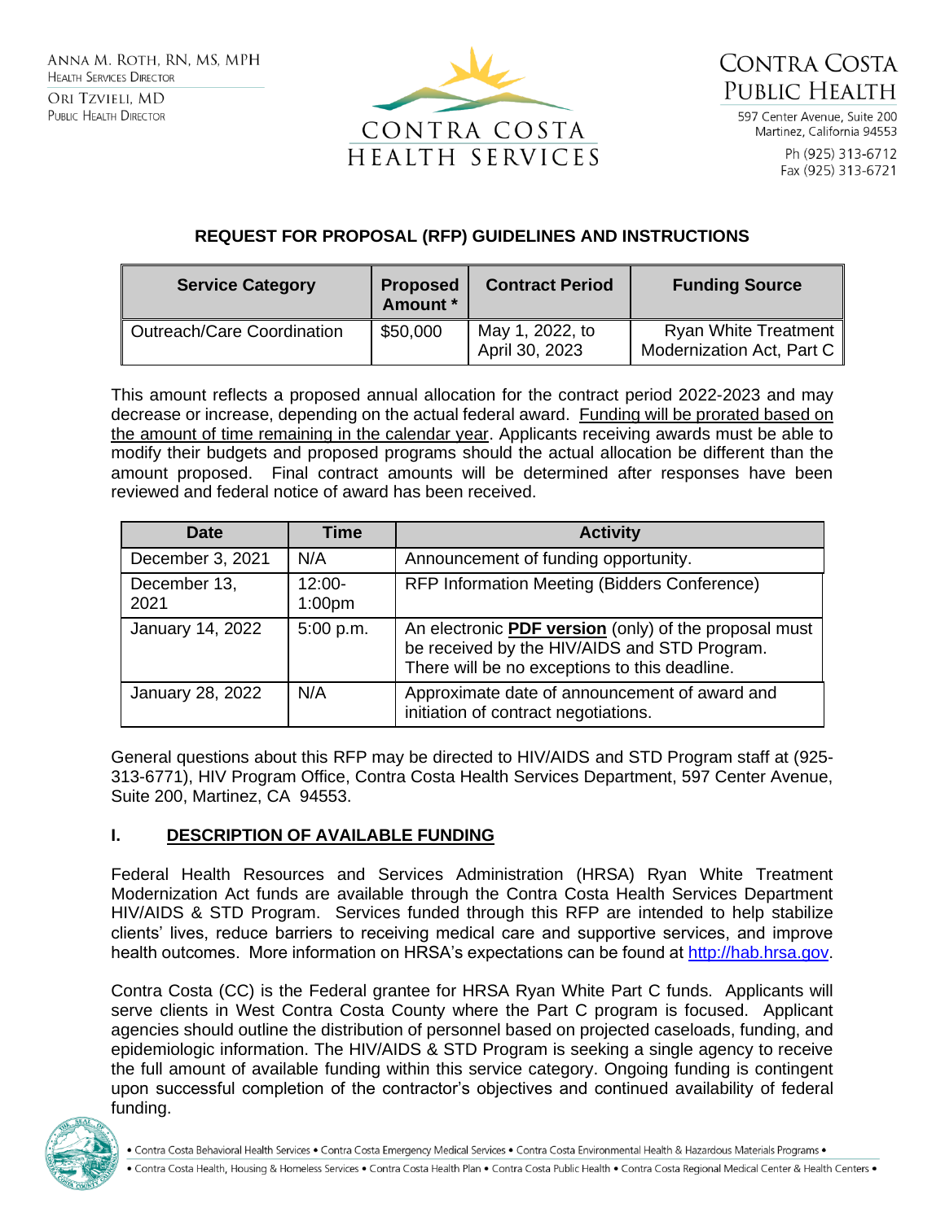ANNA M. ROTH, RN, MS, MPH
HEALTH SERVICES DIRECTOR

ORI TZVIELI, MD
PUBLIC HEALTH DIRECTOR

CONTRA COSTA HEALTH SERVICES

CONTRA COSTA PUBLIC HEALTH
597 Center Avenue, Suite 200
Martinez, California 94553
Ph (925) 313-6712
Fax (925) 313-6721

## REQUEST FOR PROPOSAL (RFP) GUIDELINES AND INSTRUCTIONS

| Service Category | Proposed Amount * | Contract Period | Funding Source |
|---|---|---|---|
| Outreach/Care Coordination | $50,000 | May 1, 2022, to April 30, 2023 | Ryan White Treatment Modernization Act, Part C |

This amount reflects a proposed annual allocation for the contract period 2022-2023 and may decrease or increase, depending on the actual federal award. Funding will be prorated based on the amount of time remaining in the calendar year. Applicants receiving awards must be able to modify their budgets and proposed programs should the actual allocation be different than the amount proposed. Final contract amounts will be determined after responses have been reviewed and federal notice of award has been received.

| Date | Time | Activity |
|---|---|---|
| December 3, 2021 | N/A | Announcement of funding opportunity. |
| December 13, 2021 | 12:00-1:00pm | RFP Information Meeting (Bidders Conference) |
| January 14, 2022 | 5:00 p.m. | An electronic **PDF version** (only) of the proposal must be received by the HIV/AIDS and STD Program. There will be no exceptions to this deadline. |
| January 28, 2022 | N/A | Approximate date of announcement of award and initiation of contract negotiations. |

General questions about this RFP may be directed to HIV/AIDS and STD Program staff at (925-313-6771), HIV Program Office, Contra Costa Health Services Department, 597 Center Avenue, Suite 200, Martinez, CA 94553.

## I. DESCRIPTION OF AVAILABLE FUNDING

Federal Health Resources and Services Administration (HRSA) Ryan White Treatment Modernization Act funds are available through the Contra Costa Health Services Department HIV/AIDS & STD Program. Services funded through this RFP are intended to help stabilize clients' lives, reduce barriers to receiving medical care and supportive services, and improve health outcomes. More information on HRSA's expectations can be found at http://hab.hrsa.gov.

Contra Costa (CC) is the Federal grantee for HRSA Ryan White Part C funds. Applicants will serve clients in West Contra Costa County where the Part C program is focused. Applicant agencies should outline the distribution of personnel based on projected caseloads, funding, and epidemiologic information. The HIV/AIDS & STD Program is seeking a single agency to receive the full amount of available funding within this service category. Ongoing funding is contingent upon successful completion of the contractor's objectives and continued availability of federal funding.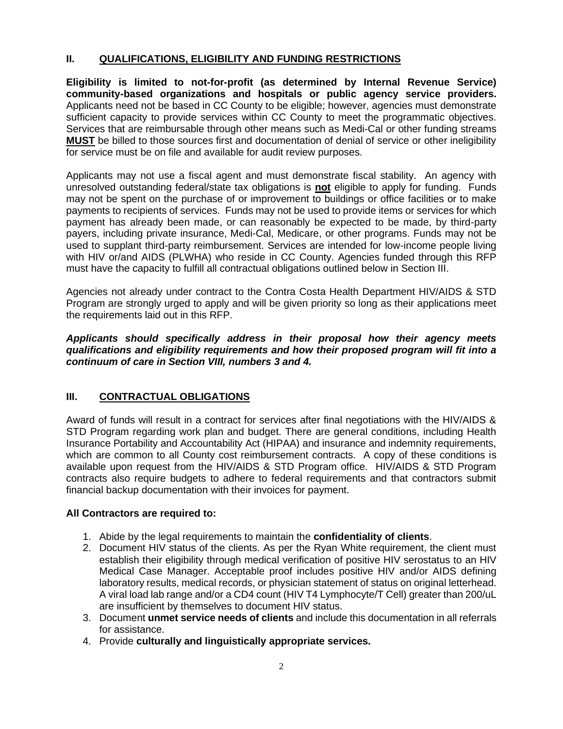## II. QUALIFICATIONS, ELIGIBILITY AND FUNDING RESTRICTIONS

**Eligibility is limited to not-for-profit (as determined by Internal Revenue Service) community-based organizations and hospitals or public agency service providers.** Applicants need not be based in CC County to be eligible; however, agencies must demonstrate sufficient capacity to provide services within CC County to meet the programmatic objectives. Services that are reimbursable through other means such as Medi-Cal or other funding streams **MUST** be billed to those sources first and documentation of denial of service or other ineligibility for service must be on file and available for audit review purposes.

Applicants may not use a fiscal agent and must demonstrate fiscal stability. An agency with unresolved outstanding federal/state tax obligations is **not** eligible to apply for funding. Funds may not be spent on the purchase of or improvement to buildings or office facilities or to make payments to recipients of services. Funds may not be used to provide items or services for which payment has already been made, or can reasonably be expected to be made, by third-party payers, including private insurance, Medi-Cal, Medicare, or other programs. Funds may not be used to supplant third-party reimbursement. Services are intended for low-income people living with HIV or/and AIDS (PLWHA) who reside in CC County. Agencies funded through this RFP must have the capacity to fulfill all contractual obligations outlined below in Section III.

Agencies not already under contract to the Contra Costa Health Department HIV/AIDS & STD Program are strongly urged to apply and will be given priority so long as their applications meet the requirements laid out in this RFP.

***Applicants should specifically address in their proposal how their agency meets qualifications and eligibility requirements and how their proposed program will fit into a continuum of care in Section VIII, numbers 3 and 4.***

## III. CONTRACTUAL OBLIGATIONS

Award of funds will result in a contract for services after final negotiations with the HIV/AIDS & STD Program regarding work plan and budget. There are general conditions, including Health Insurance Portability and Accountability Act (HIPAA) and insurance and indemnity requirements, which are common to all County cost reimbursement contracts. A copy of these conditions is available upon request from the HIV/AIDS & STD Program office. HIV/AIDS & STD Program contracts also require budgets to adhere to federal requirements and that contractors submit financial backup documentation with their invoices for payment.

**All Contractors are required to:**

1. Abide by the legal requirements to maintain the **confidentiality of clients**.
2. Document HIV status of the clients. As per the Ryan White requirement, the client must establish their eligibility through medical verification of positive HIV serostatus to an HIV Medical Case Manager. Acceptable proof includes positive HIV and/or AIDS defining laboratory results, medical records, or physician statement of status on original letterhead. A viral load lab range and/or a CD4 count (HIV T4 Lymphocyte/T Cell) greater than 200/uL are insufficient by themselves to document HIV status.
3. Document **unmet service needs of clients** and include this documentation in all referrals for assistance.
4. Provide **culturally and linguistically appropriate services.**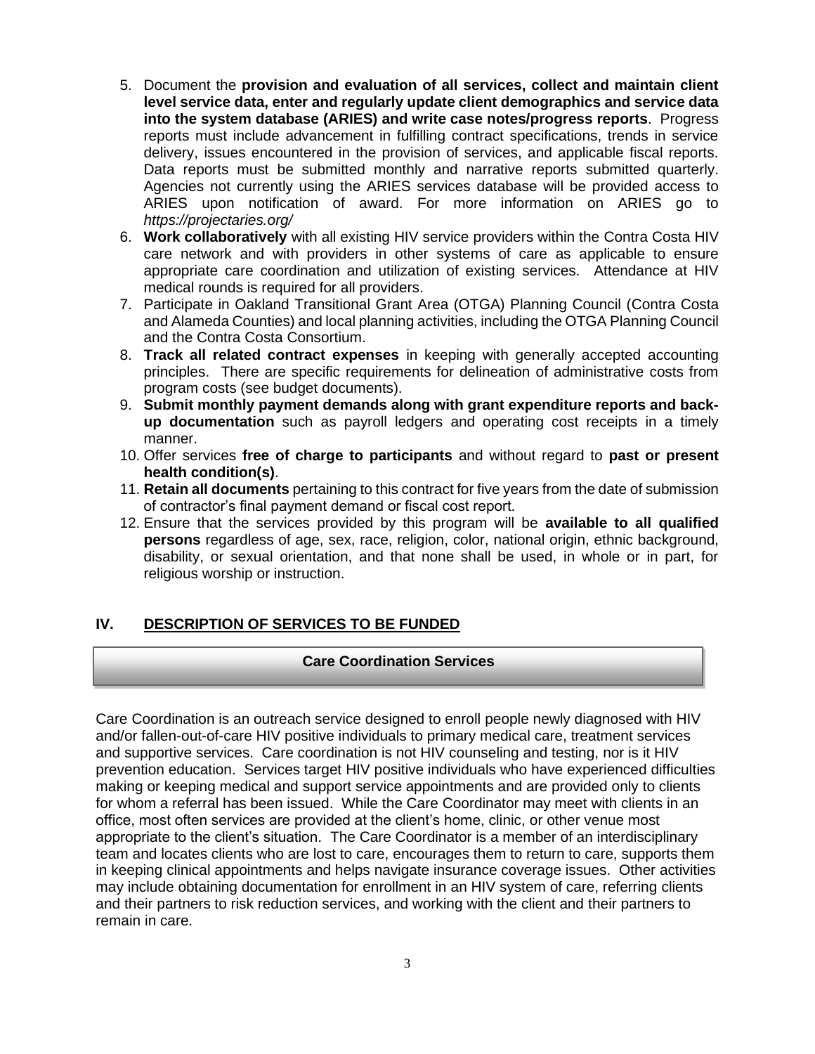5. Document the **provision and evaluation of all services, collect and maintain client level service data, enter and regularly update client demographics and service data into the system database (ARIES) and write case notes/progress reports**. Progress reports must include advancement in fulfilling contract specifications, trends in service delivery, issues encountered in the provision of services, and applicable fiscal reports. Data reports must be submitted monthly and narrative reports submitted quarterly. Agencies not currently using the ARIES services database will be provided access to ARIES upon notification of award. For more information on ARIES go to *https://projectaries.org/*
6. **Work collaboratively** with all existing HIV service providers within the Contra Costa HIV care network and with providers in other systems of care as applicable to ensure appropriate care coordination and utilization of existing services. Attendance at HIV medical rounds is required for all providers.
7. Participate in Oakland Transitional Grant Area (OTGA) Planning Council (Contra Costa and Alameda Counties) and local planning activities, including the OTGA Planning Council and the Contra Costa Consortium.
8. **Track all related contract expenses** in keeping with generally accepted accounting principles. There are specific requirements for delineation of administrative costs from program costs (see budget documents).
9. **Submit monthly payment demands along with grant expenditure reports and back-up documentation** such as payroll ledgers and operating cost receipts in a timely manner.
10. Offer services **free of charge to participants** and without regard to **past or present health condition(s)**.
11. **Retain all documents** pertaining to this contract for five years from the date of submission of contractor's final payment demand or fiscal cost report.
12. Ensure that the services provided by this program will be **available to all qualified persons** regardless of age, sex, race, religion, color, national origin, ethnic background, disability, or sexual orientation, and that none shall be used, in whole or in part, for religious worship or instruction.

## IV. DESCRIPTION OF SERVICES TO BE FUNDED

### Care Coordination Services

Care Coordination is an outreach service designed to enroll people newly diagnosed with HIV and/or fallen-out-of-care HIV positive individuals to primary medical care, treatment services and supportive services. Care coordination is not HIV counseling and testing, nor is it HIV prevention education. Services target HIV positive individuals who have experienced difficulties making or keeping medical and support service appointments and are provided only to clients for whom a referral has been issued. While the Care Coordinator may meet with clients in an office, most often services are provided at the client's home, clinic, or other venue most appropriate to the client's situation. The Care Coordinator is a member of an interdisciplinary team and locates clients who are lost to care, encourages them to return to care, supports them in keeping clinical appointments and helps navigate insurance coverage issues. Other activities may include obtaining documentation for enrollment in an HIV system of care, referring clients and their partners to risk reduction services, and working with the client and their partners to remain in care.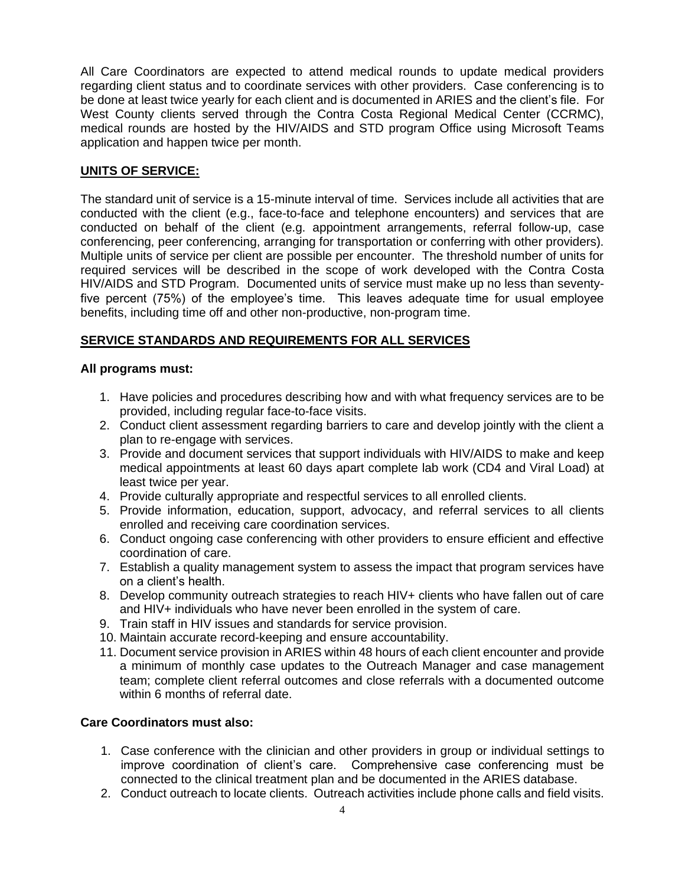All Care Coordinators are expected to attend medical rounds to update medical providers regarding client status and to coordinate services with other providers. Case conferencing is to be done at least twice yearly for each client and is documented in ARIES and the client's file. For West County clients served through the Contra Costa Regional Medical Center (CCRMC), medical rounds are hosted by the HIV/AIDS and STD program Office using Microsoft Teams application and happen twice per month.

## UNITS OF SERVICE:

The standard unit of service is a 15-minute interval of time. Services include all activities that are conducted with the client (e.g., face-to-face and telephone encounters) and services that are conducted on behalf of the client (e.g. appointment arrangements, referral follow-up, case conferencing, peer conferencing, arranging for transportation or conferring with other providers). Multiple units of service per client are possible per encounter. The threshold number of units for required services will be described in the scope of work developed with the Contra Costa HIV/AIDS and STD Program. Documented units of service must make up no less than seventy-five percent (75%) of the employee's time. This leaves adequate time for usual employee benefits, including time off and other non-productive, non-program time.

## SERVICE STANDARDS AND REQUIREMENTS FOR ALL SERVICES

**All programs must:**

1. Have policies and procedures describing how and with what frequency services are to be provided, including regular face-to-face visits.
2. Conduct client assessment regarding barriers to care and develop jointly with the client a plan to re-engage with services.
3. Provide and document services that support individuals with HIV/AIDS to make and keep medical appointments at least 60 days apart complete lab work (CD4 and Viral Load) at least twice per year.
4. Provide culturally appropriate and respectful services to all enrolled clients.
5. Provide information, education, support, advocacy, and referral services to all clients enrolled and receiving care coordination services.
6. Conduct ongoing case conferencing with other providers to ensure efficient and effective coordination of care.
7. Establish a quality management system to assess the impact that program services have on a client's health.
8. Develop community outreach strategies to reach HIV+ clients who have fallen out of care and HIV+ individuals who have never been enrolled in the system of care.
9. Train staff in HIV issues and standards for service provision.
10. Maintain accurate record-keeping and ensure accountability.
11. Document service provision in ARIES within 48 hours of each client encounter and provide a minimum of monthly case updates to the Outreach Manager and case management team; complete client referral outcomes and close referrals with a documented outcome within 6 months of referral date.

**Care Coordinators must also:**

1. Case conference with the clinician and other providers in group or individual settings to improve coordination of client's care. Comprehensive case conferencing must be connected to the clinical treatment plan and be documented in the ARIES database.
2. Conduct outreach to locate clients. Outreach activities include phone calls and field visits.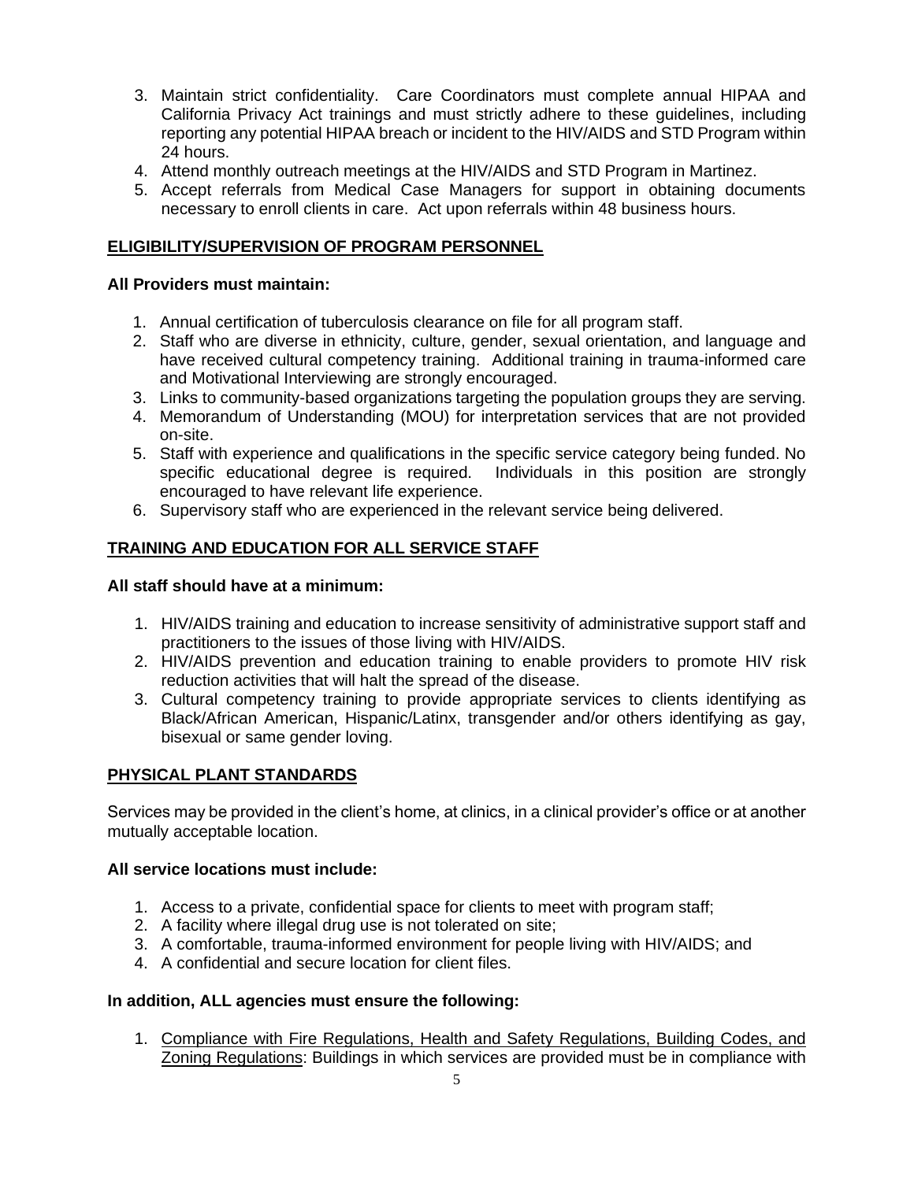3. Maintain strict confidentiality. Care Coordinators must complete annual HIPAA and California Privacy Act trainings and must strictly adhere to these guidelines, including reporting any potential HIPAA breach or incident to the HIV/AIDS and STD Program within 24 hours.
4. Attend monthly outreach meetings at the HIV/AIDS and STD Program in Martinez.
5. Accept referrals from Medical Case Managers for support in obtaining documents necessary to enroll clients in care. Act upon referrals within 48 business hours.

## ELIGIBILITY/SUPERVISION OF PROGRAM PERSONNEL

**All Providers must maintain:**

1. Annual certification of tuberculosis clearance on file for all program staff.
2. Staff who are diverse in ethnicity, culture, gender, sexual orientation, and language and have received cultural competency training. Additional training in trauma-informed care and Motivational Interviewing are strongly encouraged.
3. Links to community-based organizations targeting the population groups they are serving.
4. Memorandum of Understanding (MOU) for interpretation services that are not provided on-site.
5. Staff with experience and qualifications in the specific service category being funded. No specific educational degree is required. Individuals in this position are strongly encouraged to have relevant life experience.
6. Supervisory staff who are experienced in the relevant service being delivered.

## TRAINING AND EDUCATION FOR ALL SERVICE STAFF

**All staff should have at a minimum:**

1. HIV/AIDS training and education to increase sensitivity of administrative support staff and practitioners to the issues of those living with HIV/AIDS.
2. HIV/AIDS prevention and education training to enable providers to promote HIV risk reduction activities that will halt the spread of the disease.
3. Cultural competency training to provide appropriate services to clients identifying as Black/African American, Hispanic/Latinx, transgender and/or others identifying as gay, bisexual or same gender loving.

## PHYSICAL PLANT STANDARDS

Services may be provided in the client's home, at clinics, in a clinical provider's office or at another mutually acceptable location.

**All service locations must include:**

1. Access to a private, confidential space for clients to meet with program staff;
2. A facility where illegal drug use is not tolerated on site;
3. A comfortable, trauma-informed environment for people living with HIV/AIDS; and
4. A confidential and secure location for client files.

**In addition, ALL agencies must ensure the following:**

1. Compliance with Fire Regulations, Health and Safety Regulations, Building Codes, and Zoning Regulations: Buildings in which services are provided must be in compliance with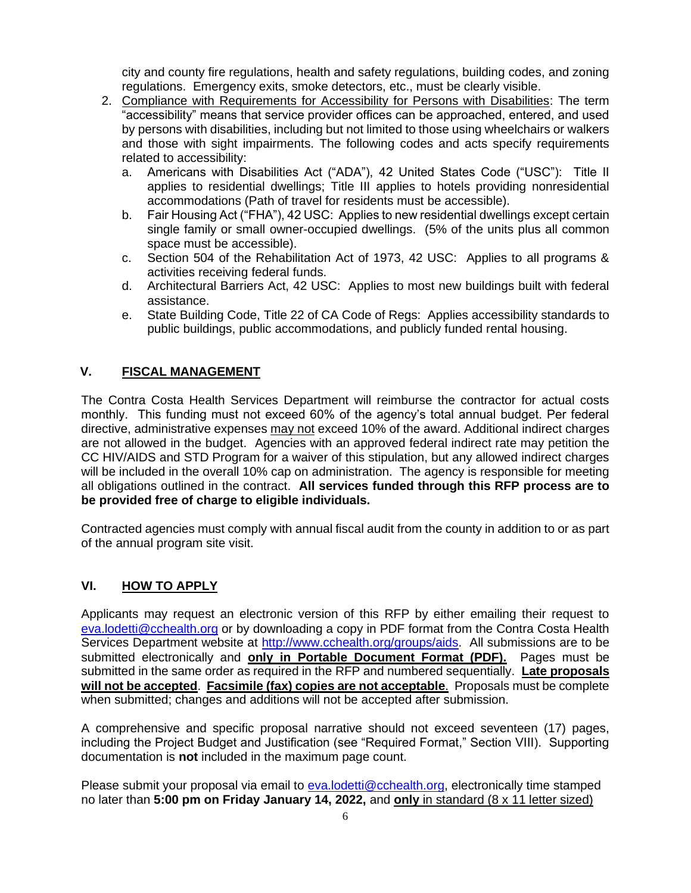city and county fire regulations, health and safety regulations, building codes, and zoning regulations. Emergency exits, smoke detectors, etc., must be clearly visible.

2. Compliance with Requirements for Accessibility for Persons with Disabilities: The term "accessibility" means that service provider offices can be approached, entered, and used by persons with disabilities, including but not limited to those using wheelchairs or walkers and those with sight impairments. The following codes and acts specify requirements related to accessibility:
   a. Americans with Disabilities Act ("ADA"), 42 United States Code ("USC"): Title II applies to residential dwellings; Title III applies to hotels providing nonresidential accommodations (Path of travel for residents must be accessible).
   b. Fair Housing Act ("FHA"), 42 USC: Applies to new residential dwellings except certain single family or small owner-occupied dwellings. (5% of the units plus all common space must be accessible).
   c. Section 504 of the Rehabilitation Act of 1973, 42 USC: Applies to all programs & activities receiving federal funds.
   d. Architectural Barriers Act, 42 USC: Applies to most new buildings built with federal assistance.
   e. State Building Code, Title 22 of CA Code of Regs: Applies accessibility standards to public buildings, public accommodations, and publicly funded rental housing.

## V. FISCAL MANAGEMENT

The Contra Costa Health Services Department will reimburse the contractor for actual costs monthly. This funding must not exceed 60% of the agency's total annual budget. Per federal directive, administrative expenses may not exceed 10% of the award. Additional indirect charges are not allowed in the budget. Agencies with an approved federal indirect rate may petition the CC HIV/AIDS and STD Program for a waiver of this stipulation, but any allowed indirect charges will be included in the overall 10% cap on administration. The agency is responsible for meeting all obligations outlined in the contract. **All services funded through this RFP process are to be provided free of charge to eligible individuals.**

Contracted agencies must comply with annual fiscal audit from the county in addition to or as part of the annual program site visit.

## VI. HOW TO APPLY

Applicants may request an electronic version of this RFP by either emailing their request to eva.lodetti@cchealth.org or by downloading a copy in PDF format from the Contra Costa Health Services Department website at http://www.cchealth.org/groups/aids. All submissions are to be submitted electronically and **only in Portable Document Format (PDF).** Pages must be submitted in the same order as required in the RFP and numbered sequentially. **Late proposals will not be accepted**. **Facsimile (fax) copies are not acceptable**. Proposals must be complete when submitted; changes and additions will not be accepted after submission.

A comprehensive and specific proposal narrative should not exceed seventeen (17) pages, including the Project Budget and Justification (see "Required Format," Section VIII). Supporting documentation is **not** included in the maximum page count.

Please submit your proposal via email to eva.lodetti@cchealth.org, electronically time stamped no later than **5:00 pm on Friday January 14, 2022,** and **only** in standard (8 x 11 letter sized)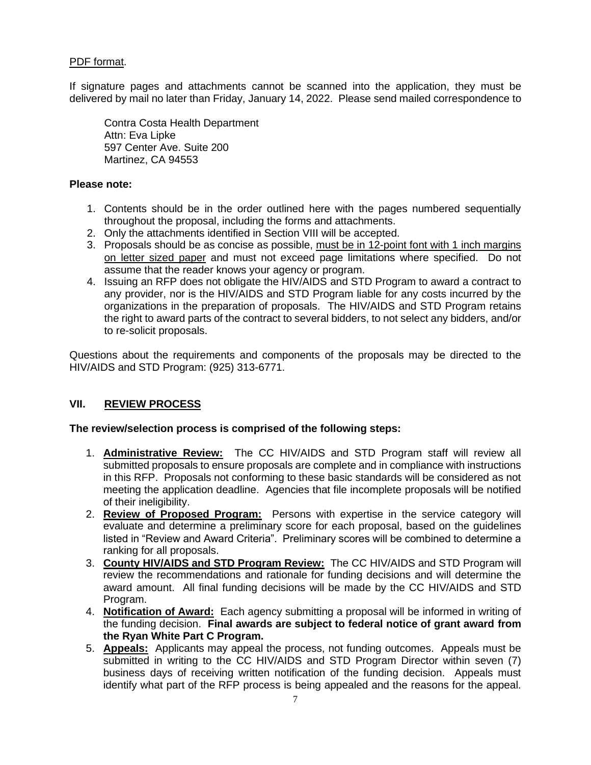PDF format.

If signature pages and attachments cannot be scanned into the application, they must be delivered by mail no later than Friday, January 14, 2022. Please send mailed correspondence to

Contra Costa Health Department
Attn: Eva Lipke
597 Center Ave. Suite 200
Martinez, CA 94553

**Please note:**

1. Contents should be in the order outlined here with the pages numbered sequentially throughout the proposal, including the forms and attachments.
2. Only the attachments identified in Section VIII will be accepted.
3. Proposals should be as concise as possible, must be in 12-point font with 1 inch margins on letter sized paper and must not exceed page limitations where specified. Do not assume that the reader knows your agency or program.
4. Issuing an RFP does not obligate the HIV/AIDS and STD Program to award a contract to any provider, nor is the HIV/AIDS and STD Program liable for any costs incurred by the organizations in the preparation of proposals. The HIV/AIDS and STD Program retains the right to award parts of the contract to several bidders, to not select any bidders, and/or to re-solicit proposals.

Questions about the requirements and components of the proposals may be directed to the HIV/AIDS and STD Program: (925) 313-6771.

## VII. REVIEW PROCESS

**The review/selection process is comprised of the following steps:**

1. **Administrative Review:** The CC HIV/AIDS and STD Program staff will review all submitted proposals to ensure proposals are complete and in compliance with instructions in this RFP. Proposals not conforming to these basic standards will be considered as not meeting the application deadline. Agencies that file incomplete proposals will be notified of their ineligibility.
2. **Review of Proposed Program:** Persons with expertise in the service category will evaluate and determine a preliminary score for each proposal, based on the guidelines listed in "Review and Award Criteria". Preliminary scores will be combined to determine a ranking for all proposals.
3. **County HIV/AIDS and STD Program Review:** The CC HIV/AIDS and STD Program will review the recommendations and rationale for funding decisions and will determine the award amount. All final funding decisions will be made by the CC HIV/AIDS and STD Program.
4. **Notification of Award:** Each agency submitting a proposal will be informed in writing of the funding decision. **Final awards are subject to federal notice of grant award from the Ryan White Part C Program.**
5. **Appeals:** Applicants may appeal the process, not funding outcomes. Appeals must be submitted in writing to the CC HIV/AIDS and STD Program Director within seven (7) business days of receiving written notification of the funding decision. Appeals must identify what part of the RFP process is being appealed and the reasons for the appeal.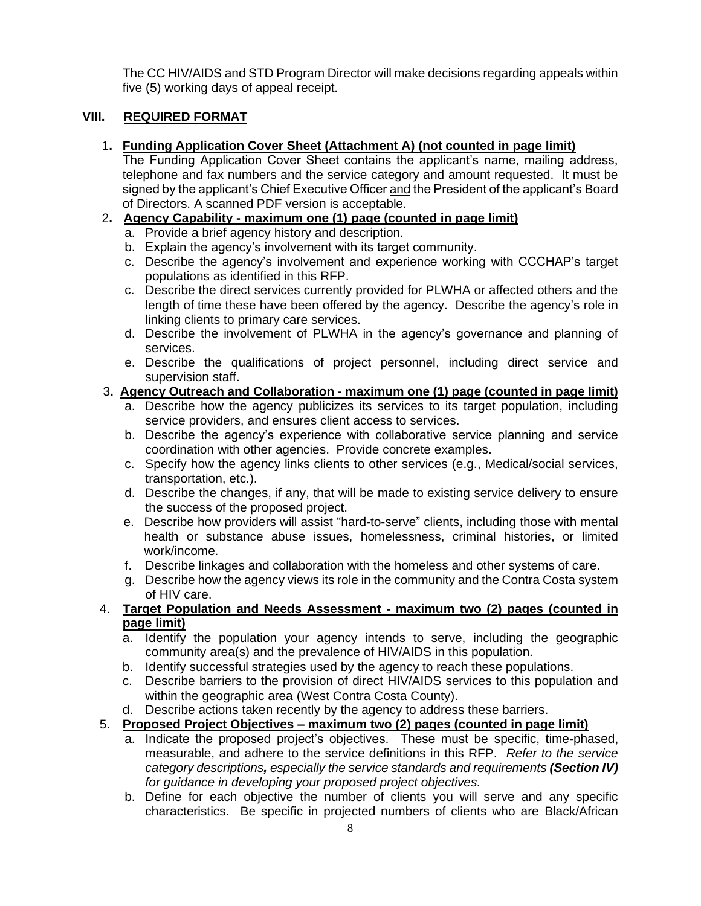The CC HIV/AIDS and STD Program Director will make decisions regarding appeals within five (5) working days of appeal receipt.

## VIII. REQUIRED FORMAT

1. **Funding Application Cover Sheet (Attachment A) (not counted in page limit)**
   The Funding Application Cover Sheet contains the applicant's name, mailing address, telephone and fax numbers and the service category and amount requested. It must be signed by the applicant's Chief Executive Officer and the President of the applicant's Board of Directors. A scanned PDF version is acceptable.

2. **Agency Capability - maximum one (1) page (counted in page limit)**
   a. Provide a brief agency history and description.
   b. Explain the agency's involvement with its target community.
   c. Describe the agency's involvement and experience working with CCCHAP's target populations as identified in this RFP.
   c. Describe the direct services currently provided for PLWHA or affected others and the length of time these have been offered by the agency. Describe the agency's role in linking clients to primary care services.
   d. Describe the involvement of PLWHA in the agency's governance and planning of services.
   e. Describe the qualifications of project personnel, including direct service and supervision staff.

3. **Agency Outreach and Collaboration - maximum one (1) page (counted in page limit)**
   a. Describe how the agency publicizes its services to its target population, including service providers, and ensures client access to services.
   b. Describe the agency's experience with collaborative service planning and service coordination with other agencies. Provide concrete examples.
   c. Specify how the agency links clients to other services (e.g., Medical/social services, transportation, etc.).
   d. Describe the changes, if any, that will be made to existing service delivery to ensure the success of the proposed project.
   e. Describe how providers will assist "hard-to-serve" clients, including those with mental health or substance abuse issues, homelessness, criminal histories, or limited work/income.
   f. Describe linkages and collaboration with the homeless and other systems of care.
   g. Describe how the agency views its role in the community and the Contra Costa system of HIV care.

4. **Target Population and Needs Assessment - maximum two (2) pages (counted in page limit)**
   a. Identify the population your agency intends to serve, including the geographic community area(s) and the prevalence of HIV/AIDS in this population.
   b. Identify successful strategies used by the agency to reach these populations.
   c. Describe barriers to the provision of direct HIV/AIDS services to this population and within the geographic area (West Contra Costa County).
   d. Describe actions taken recently by the agency to address these barriers.

5. **Proposed Project Objectives – maximum two (2) pages (counted in page limit)**
   a. Indicate the proposed project's objectives. These must be specific, time-phased, measurable, and adhere to the service definitions in this RFP. *Refer to the service category descriptions**,** especially the service standards and requirements **(Section IV)** for guidance in developing your proposed project objectives.*
   b. Define for each objective the number of clients you will serve and any specific characteristics. Be specific in projected numbers of clients who are Black/African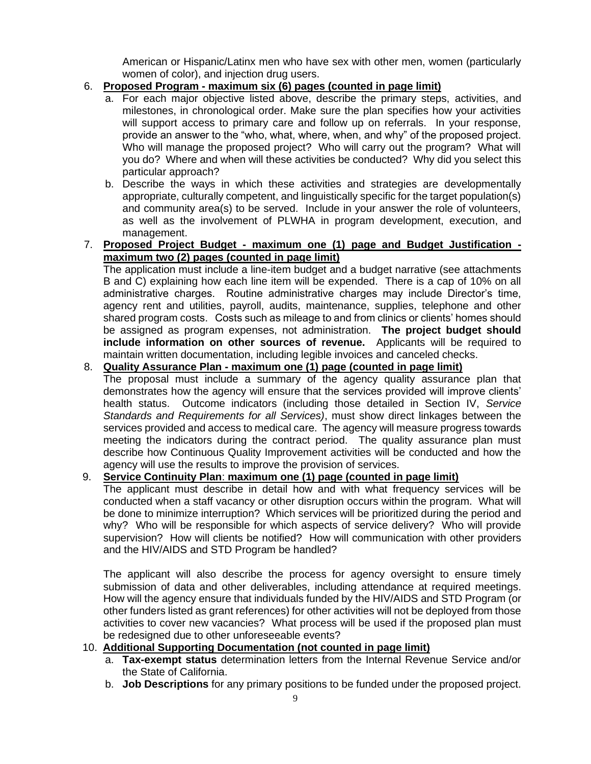American or Hispanic/Latinx men who have sex with other men, women (particularly women of color), and injection drug users.

6. **Proposed Program - maximum six (6) pages (counted in page limit)**
   a. For each major objective listed above, describe the primary steps, activities, and milestones, in chronological order. Make sure the plan specifies how your activities will support access to primary care and follow up on referrals. In your response, provide an answer to the "who, what, where, when, and why" of the proposed project. Who will manage the proposed project? Who will carry out the program? What will you do? Where and when will these activities be conducted? Why did you select this particular approach?
   b. Describe the ways in which these activities and strategies are developmentally appropriate, culturally competent, and linguistically specific for the target population(s) and community area(s) to be served. Include in your answer the role of volunteers, as well as the involvement of PLWHA in program development, execution, and management.

7. **Proposed Project Budget - maximum one (1) page and Budget Justification - maximum two (2) pages (counted in page limit)**
   The application must include a line-item budget and a budget narrative (see attachments B and C) explaining how each line item will be expended. There is a cap of 10% on all administrative charges. Routine administrative charges may include Director's time, agency rent and utilities, payroll, audits, maintenance, supplies, telephone and other shared program costs. Costs such as mileage to and from clinics or clients' homes should be assigned as program expenses, not administration. **The project budget should include information on other sources of revenue.** Applicants will be required to maintain written documentation, including legible invoices and canceled checks.

8. **Quality Assurance Plan - maximum one (1) page (counted in page limit)**
   The proposal must include a summary of the agency quality assurance plan that demonstrates how the agency will ensure that the services provided will improve clients' health status. Outcome indicators (including those detailed in Section IV, *Service Standards and Requirements for all Services)*, must show direct linkages between the services provided and access to medical care. The agency will measure progress towards meeting the indicators during the contract period. The quality assurance plan must describe how Continuous Quality Improvement activities will be conducted and how the agency will use the results to improve the provision of services.

9. **Service Continuity Plan**: **maximum one (1) page (counted in page limit)**
   The applicant must describe in detail how and with what frequency services will be conducted when a staff vacancy or other disruption occurs within the program. What will be done to minimize interruption? Which services will be prioritized during the period and why? Who will be responsible for which aspects of service delivery? Who will provide supervision? How will clients be notified? How will communication with other providers and the HIV/AIDS and STD Program be handled?

   The applicant will also describe the process for agency oversight to ensure timely submission of data and other deliverables, including attendance at required meetings. How will the agency ensure that individuals funded by the HIV/AIDS and STD Program (or other funders listed as grant references) for other activities will not be deployed from those activities to cover new vacancies? What process will be used if the proposed plan must be redesigned due to other unforeseeable events?

10. **Additional Supporting Documentation (not counted in page limit)**
    a. **Tax-exempt status** determination letters from the Internal Revenue Service and/or the State of California.
    b. **Job Descriptions** for any primary positions to be funded under the proposed project.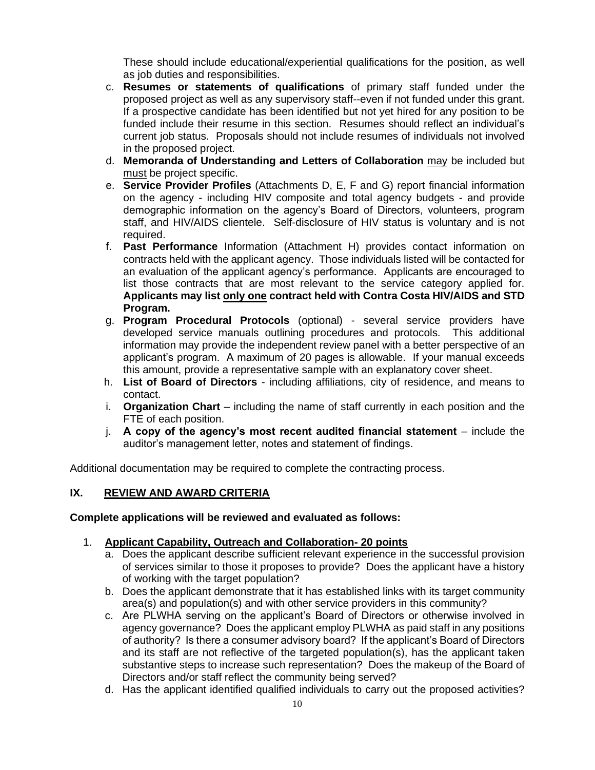These should include educational/experiential qualifications for the position, as well as job duties and responsibilities.

c. **Resumes or statements of qualifications** of primary staff funded under the proposed project as well as any supervisory staff--even if not funded under this grant. If a prospective candidate has been identified but not yet hired for any position to be funded include their resume in this section. Resumes should reflect an individual's current job status. Proposals should not include resumes of individuals not involved in the proposed project.
d. **Memoranda of Understanding and Letters of Collaboration** <u>may</u> be included but <u>must</u> be project specific.
e. **Service Provider Profiles** (Attachments D, E, F and G) report financial information on the agency - including HIV composite and total agency budgets - and provide demographic information on the agency's Board of Directors, volunteers, program staff, and HIV/AIDS clientele. Self-disclosure of HIV status is voluntary and is not required.
f. **Past Performance** Information (Attachment H) provides contact information on contracts held with the applicant agency. Those individuals listed will be contacted for an evaluation of the applicant agency's performance. Applicants are encouraged to list those contracts that are most relevant to the service category applied for. **Applicants may list <u>only one</u> contract held with Contra Costa HIV/AIDS and STD Program.**
g. **Program Procedural Protocols** (optional) - several service providers have developed service manuals outlining procedures and protocols. This additional information may provide the independent review panel with a better perspective of an applicant's program. A maximum of 20 pages is allowable. If your manual exceeds this amount, provide a representative sample with an explanatory cover sheet.
h. **List of Board of Directors** - including affiliations, city of residence, and means to contact.
i. **Organization Chart** – including the name of staff currently in each position and the FTE of each position.
j. **A copy of the agency's most recent audited financial statement** – include the auditor's management letter, notes and statement of findings.

Additional documentation may be required to complete the contracting process.

## IX. <u>REVIEW AND AWARD CRITERIA</u>

**Complete applications will be reviewed and evaluated as follows:**

1. **<u>Applicant Capability, Outreach and Collaboration- 20 points</u>**
   a. Does the applicant describe sufficient relevant experience in the successful provision of services similar to those it proposes to provide? Does the applicant have a history of working with the target population?
   b. Does the applicant demonstrate that it has established links with its target community area(s) and population(s) and with other service providers in this community?
   c. Are PLWHA serving on the applicant's Board of Directors or otherwise involved in agency governance? Does the applicant employ PLWHA as paid staff in any positions of authority? Is there a consumer advisory board? If the applicant's Board of Directors and its staff are not reflective of the targeted population(s), has the applicant taken substantive steps to increase such representation? Does the makeup of the Board of Directors and/or staff reflect the community being served?
   d. Has the applicant identified qualified individuals to carry out the proposed activities?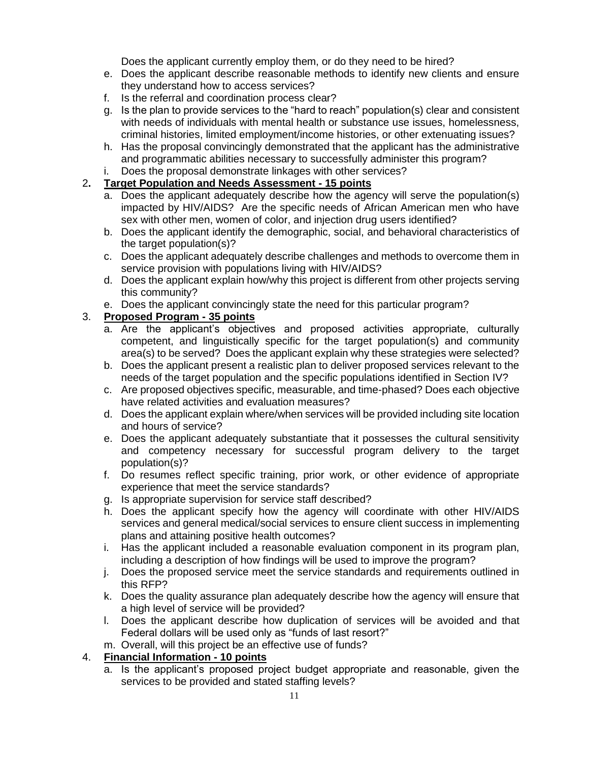Does the applicant currently employ them, or do they need to be hired?

e. Does the applicant describe reasonable methods to identify new clients and ensure they understand how to access services?
f. Is the referral and coordination process clear?
g. Is the plan to provide services to the "hard to reach" population(s) clear and consistent with needs of individuals with mental health or substance use issues, homelessness, criminal histories, limited employment/income histories, or other extenuating issues?
h. Has the proposal convincingly demonstrated that the applicant has the administrative and programmatic abilities necessary to successfully administer this program?
i. Does the proposal demonstrate linkages with other services?

2. **Target Population and Needs Assessment - 15 points**
   a. Does the applicant adequately describe how the agency will serve the population(s) impacted by HIV/AIDS? Are the specific needs of African American men who have sex with other men, women of color, and injection drug users identified?
   b. Does the applicant identify the demographic, social, and behavioral characteristics of the target population(s)?
   c. Does the applicant adequately describe challenges and methods to overcome them in service provision with populations living with HIV/AIDS?
   d. Does the applicant explain how/why this project is different from other projects serving this community?
   e. Does the applicant convincingly state the need for this particular program?

3. **Proposed Program - 35 points**
   a. Are the applicant's objectives and proposed activities appropriate, culturally competent, and linguistically specific for the target population(s) and community area(s) to be served? Does the applicant explain why these strategies were selected?
   b. Does the applicant present a realistic plan to deliver proposed services relevant to the needs of the target population and the specific populations identified in Section IV?
   c. Are proposed objectives specific, measurable, and time-phased? Does each objective have related activities and evaluation measures?
   d. Does the applicant explain where/when services will be provided including site location and hours of service?
   e. Does the applicant adequately substantiate that it possesses the cultural sensitivity and competency necessary for successful program delivery to the target population(s)?
   f. Do resumes reflect specific training, prior work, or other evidence of appropriate experience that meet the service standards?
   g. Is appropriate supervision for service staff described?
   h. Does the applicant specify how the agency will coordinate with other HIV/AIDS services and general medical/social services to ensure client success in implementing plans and attaining positive health outcomes?
   i. Has the applicant included a reasonable evaluation component in its program plan, including a description of how findings will be used to improve the program?
   j. Does the proposed service meet the service standards and requirements outlined in this RFP?
   k. Does the quality assurance plan adequately describe how the agency will ensure that a high level of service will be provided?
   l. Does the applicant describe how duplication of services will be avoided and that Federal dollars will be used only as "funds of last resort?"
   m. Overall, will this project be an effective use of funds?

4. **Financial Information - 10 points**
   a. Is the applicant's proposed project budget appropriate and reasonable, given the services to be provided and stated staffing levels?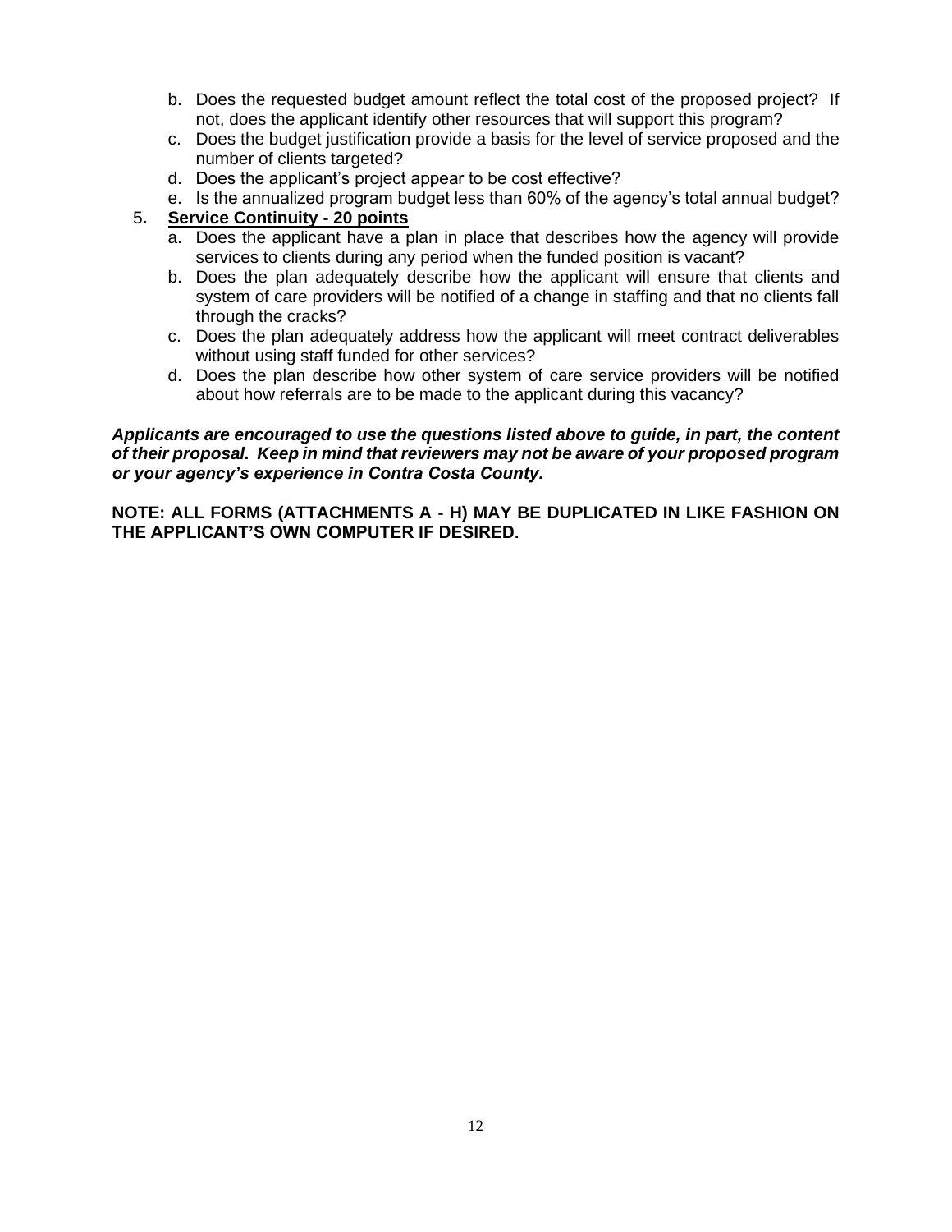b. Does the requested budget amount reflect the total cost of the proposed project? If not, does the applicant identify other resources that will support this program?
   c. Does the budget justification provide a basis for the level of service proposed and the number of clients targeted?
   d. Does the applicant's project appear to be cost effective?
   e. Is the annualized program budget less than 60% of the agency's total annual budget?

5. **<u>Service Continuity - 20 points</u>**
   a. Does the applicant have a plan in place that describes how the agency will provide services to clients during any period when the funded position is vacant?
   b. Does the plan adequately describe how the applicant will ensure that clients and system of care providers will be notified of a change in staffing and that no clients fall through the cracks?
   c. Does the plan adequately address how the applicant will meet contract deliverables without using staff funded for other services?
   d. Does the plan describe how other system of care service providers will be notified about how referrals are to be made to the applicant during this vacancy?

***Applicants are encouraged to use the questions listed above to guide, in part, the content of their proposal. Keep in mind that reviewers may not be aware of your proposed program or your agency's experience in Contra Costa County.***

**NOTE: ALL FORMS (ATTACHMENTS A - H) MAY BE DUPLICATED IN LIKE FASHION ON THE APPLICANT'S OWN COMPUTER IF DESIRED.**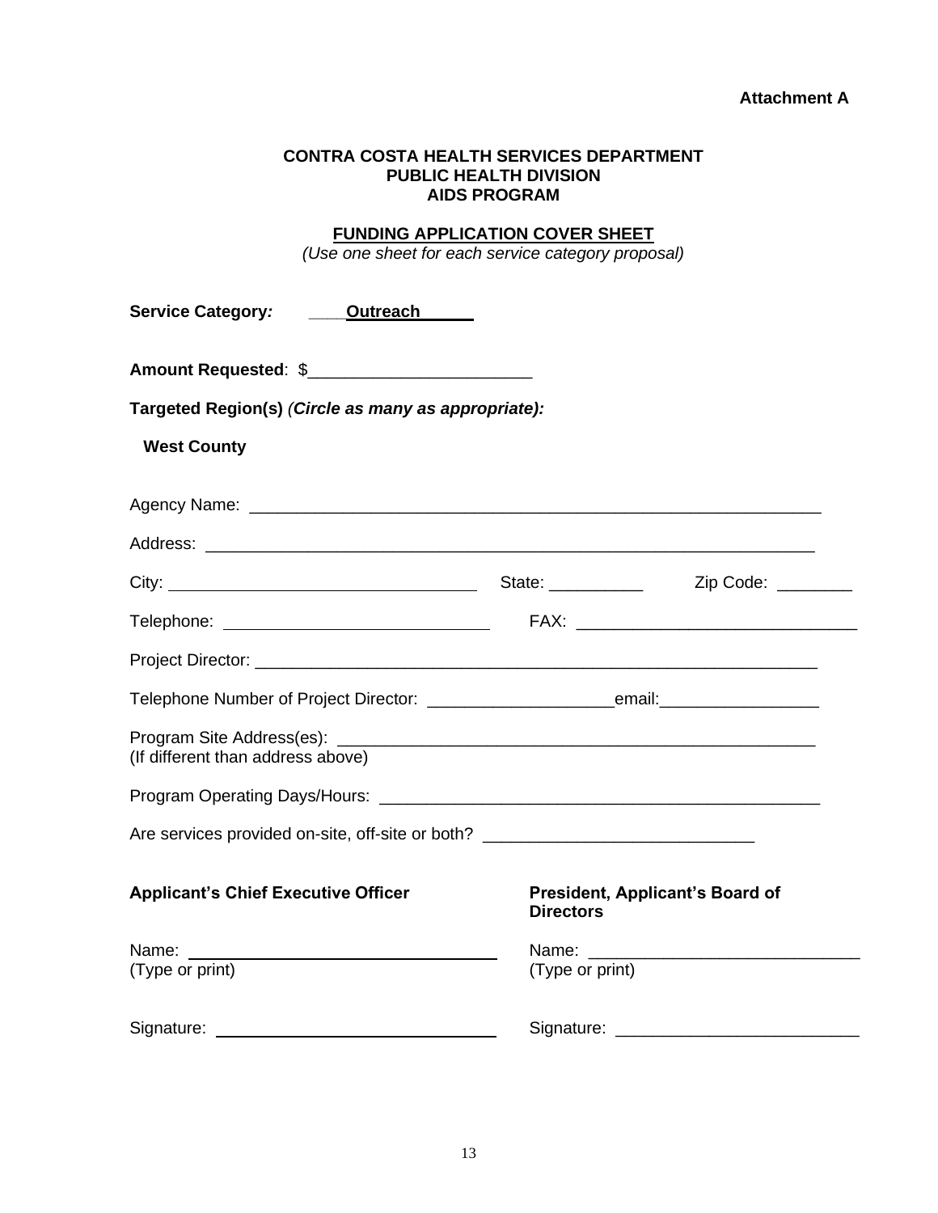**Attachment A**

**CONTRA COSTA HEALTH SERVICES DEPARTMENT**
**PUBLIC HEALTH DIVISION**
**AIDS PROGRAM**

**FUNDING APPLICATION COVER SHEET**

*(Use one sheet for each service category proposal)*

**Service Category:** ____**Outreach**______

**Amount Requested**: $_______________________

**Targeted Region(s)** *(Circle as many as appropriate):*

**West County**

Agency Name: ___________________________________________________________

Address: ______________________________________________________________

City: _______________________________ State: __________ Zip Code: ________

Telephone: ___________________________ FAX: _____________________________

Project Director: ________________________________________________________

Telephone Number of Project Director: ___________________email:________________

Program Site Address(es): _____________________________________________
(If different than address above)

Program Operating Days/Hours: ________________________________________________

Are services provided on-site, off-site or both? ___________________________

| **Applicant's Chief Executive Officer** | **President, Applicant's Board of Directors** |
|---|---|
| Name: ______________________________ (Type or print) | Name: ______________________________ (Type or print) |
| Signature: ___________________________ | Signature: ___________________________ |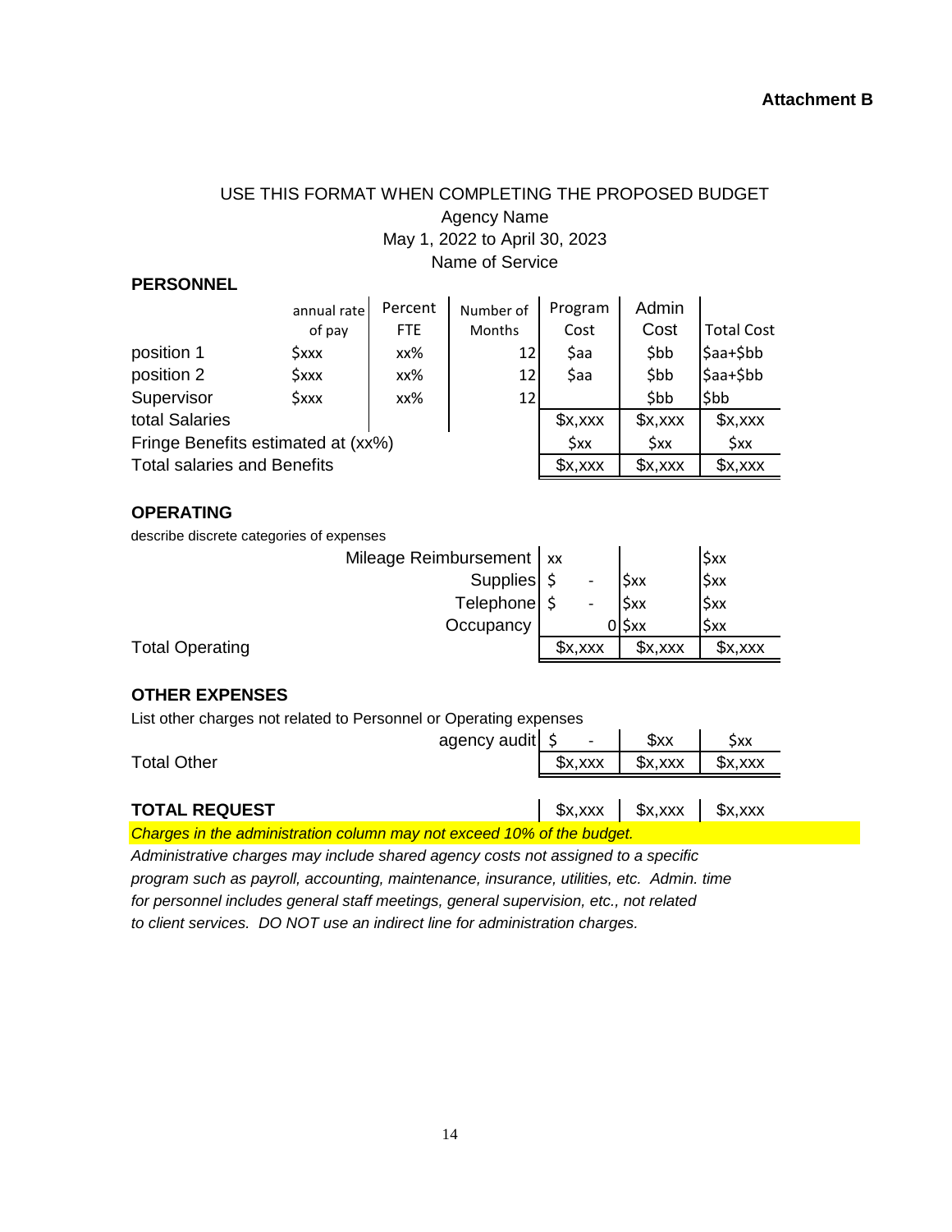**Attachment B**

USE THIS FORMAT WHEN COMPLETING THE PROPOSED BUDGET
Agency Name
May 1, 2022 to April 30, 2023
Name of Service

**PERSONNEL**

| | annual rate of pay | Percent FTE | Number of Months | Program Cost | Admin Cost | Total Cost |
|---|---|---|---|---|---|---|
| position 1 | $xxx | xx% | 12 | $aa | $bb | $aa+$bb |
| position 2 | $xxx | xx% | 12 | $aa | $bb | $aa+$bb |
| Supervisor | $xxx | xx% | 12 | | $bb | $bb |
| total Salaries | | | | $x,xxx | $x,xxx | $x,xxx |
| Fringe Benefits estimated at (xx%) | | | | $xx | $xx | $xx |
| Total salaries and Benefits | | | | $x,xxx | $x,xxx | $x,xxx |

**OPERATING**

describe discrete categories of expenses

| | Program Cost | Admin Cost | Total Cost |
|---|---|---|---|
| Mileage Reimbursement | xx | | $xx |
| Supplies | $ - | $xx | $xx |
| Telephone | $ - | $xx | $xx |
| Occupancy | 0 | $xx | $xx |
| Total Operating | $x,xxx | $x,xxx | $x,xxx |

**OTHER EXPENSES**

List other charges not related to Personnel or Operating expenses

| | Program Cost | Admin Cost | Total Cost |
|---|---|---|---|
| agency audit | $ - | $xx | $xx |
| Total Other | $x,xxx | $x,xxx | $x,xxx |

| | Program Cost | Admin Cost | Total Cost |
|---|---|---|---|
| **TOTAL REQUEST** | $x,xxx | $x,xxx | $x,xxx |

*Charges in the administration column may not exceed 10% of the budget.*
*Administrative charges may include shared agency costs not assigned to a specific program such as payroll, accounting, maintenance, insurance, utilities, etc. Admin. time for personnel includes general staff meetings, general supervision, etc., not related to client services. DO NOT use an indirect line for administration charges.*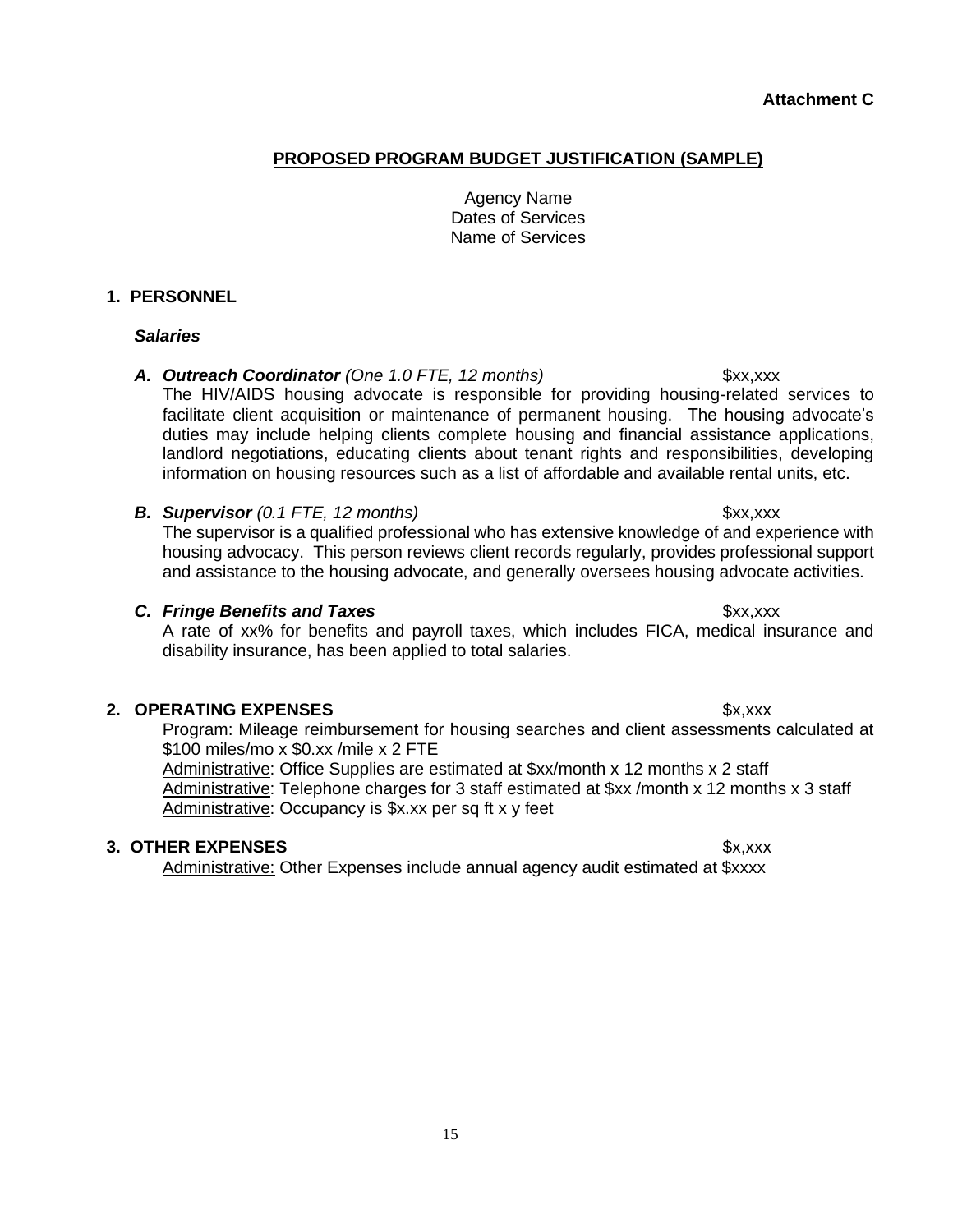**Attachment C**

## PROPOSED PROGRAM BUDGET JUSTIFICATION (SAMPLE)

Agency Name
Dates of Services
Name of Services

### 1. PERSONNEL

***Salaries***

***A. Outreach Coordinator*** *(One 1.0 FTE, 12 months)* $xx,xxx

The HIV/AIDS housing advocate is responsible for providing housing-related services to facilitate client acquisition or maintenance of permanent housing. The housing advocate's duties may include helping clients complete housing and financial assistance applications, landlord negotiations, educating clients about tenant rights and responsibilities, developing information on housing resources such as a list of affordable and available rental units, etc.

***B. Supervisor*** *(0.1 FTE, 12 months)* $xx,xxx

The supervisor is a qualified professional who has extensive knowledge of and experience with housing advocacy. This person reviews client records regularly, provides professional support and assistance to the housing advocate, and generally oversees housing advocate activities.

***C. Fringe Benefits and Taxes*** $xx,xxx

A rate of xx% for benefits and payroll taxes, which includes FICA, medical insurance and disability insurance, has been applied to total salaries.

### 2. OPERATING EXPENSES $x,xxx

Program: Mileage reimbursement for housing searches and client assessments calculated at $100 miles/mo x $0.xx /mile x 2 FTE
Administrative: Office Supplies are estimated at $xx/month x 12 months x 2 staff
Administrative: Telephone charges for 3 staff estimated at $xx /month x 12 months x 3 staff
Administrative: Occupancy is $x.xx per sq ft x y feet

### 3. OTHER EXPENSES $x,xxx

Administrative: Other Expenses include annual agency audit estimated at $xxxx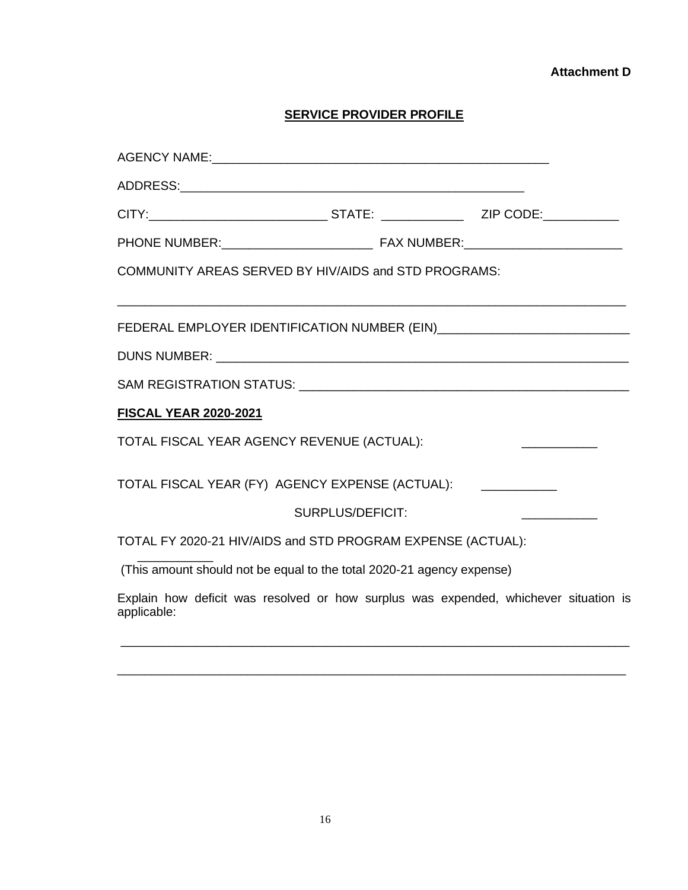**Attachment D**

# SERVICE PROVIDER PROFILE

AGENCY NAME:__________________________________________________

ADDRESS:___________________________________________________

CITY:__________________________ STATE: ____________ ZIP CODE:___________

PHONE NUMBER:______________________ FAX NUMBER:_______________________

COMMUNITY AREAS SERVED BY HIV/AIDS and STD PROGRAMS:

___________________________________________________________________________

FEDERAL EMPLOYER IDENTIFICATION NUMBER (EIN)____________________________

DUNS NUMBER: _______________________________________________________________

SAM REGISTRATION STATUS: _________________________________________________

**FISCAL YEAR 2020-2021**

TOTAL FISCAL YEAR AGENCY REVENUE (ACTUAL): ___________

TOTAL FISCAL YEAR (FY) AGENCY EXPENSE (ACTUAL): ___________

SURPLUS/DEFICIT: ___________

TOTAL FY 2020-21 HIV/AIDS and STD PROGRAM EXPENSE (ACTUAL): ___________

(This amount should not be equal to the total 2020-21 agency expense)

Explain how deficit was resolved or how surplus was expended, whichever situation is applicable:

___________________________________________________________________________

___________________________________________________________________________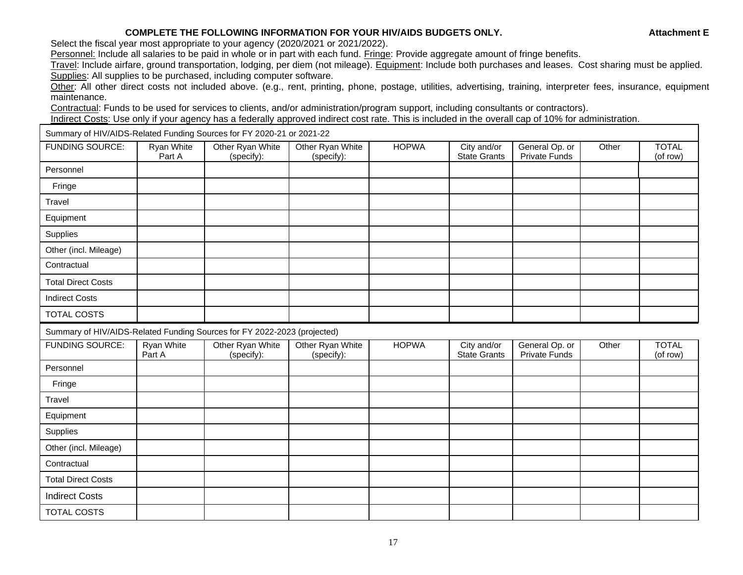**COMPLETE THE FOLLOWING INFORMATION FOR YOUR HIV/AIDS BUDGETS ONLY.** **Attachment E**

Select the fiscal year most appropriate to your agency (2020/2021 or 2021/2022).

Personnel: Include all salaries to be paid in whole or in part with each fund. Fringe: Provide aggregate amount of fringe benefits.

Travel: Include airfare, ground transportation, lodging, per diem (not mileage). Equipment: Include both purchases and leases. Cost sharing must be applied.

Supplies: All supplies to be purchased, including computer software.

Other: All other direct costs not included above. (e.g., rent, printing, phone, postage, utilities, advertising, training, interpreter fees, insurance, equipment maintenance.

Contractual: Funds to be used for services to clients, and/or administration/program support, including consultants or contractors).

Indirect Costs: Use only if your agency has a federally approved indirect cost rate. This is included in the overall cap of 10% for administration.

Summary of HIV/AIDS-Related Funding Sources for FY 2020-21 or 2021-22

| FUNDING SOURCE: | Ryan White Part A | Other Ryan White (specify): | Other Ryan White (specify): | HOPWA | City and/or State Grants | General Op. or Private Funds | Other | TOTAL (of row) |
|---|---|---|---|---|---|---|---|---|
| Personnel | | | | | | | | |
| Fringe | | | | | | | | |
| Travel | | | | | | | | |
| Equipment | | | | | | | | |
| Supplies | | | | | | | | |
| Other (incl. Mileage) | | | | | | | | |
| Contractual | | | | | | | | |
| Total Direct Costs | | | | | | | | |
| Indirect Costs | | | | | | | | |
| TOTAL COSTS | | | | | | | | |

Summary of HIV/AIDS-Related Funding Sources for FY 2022-2023 (projected)

| FUNDING SOURCE: | Ryan White Part A | Other Ryan White (specify): | Other Ryan White (specify): | HOPWA | City and/or State Grants | General Op. or Private Funds | Other | TOTAL (of row) |
|---|---|---|---|---|---|---|---|---|
| Personnel | | | | | | | | |
| Fringe | | | | | | | | |
| Travel | | | | | | | | |
| Equipment | | | | | | | | |
| Supplies | | | | | | | | |
| Other (incl. Mileage) | | | | | | | | |
| Contractual | | | | | | | | |
| Total Direct Costs | | | | | | | | |
| Indirect Costs | | | | | | | | |
| TOTAL COSTS | | | | | | | | |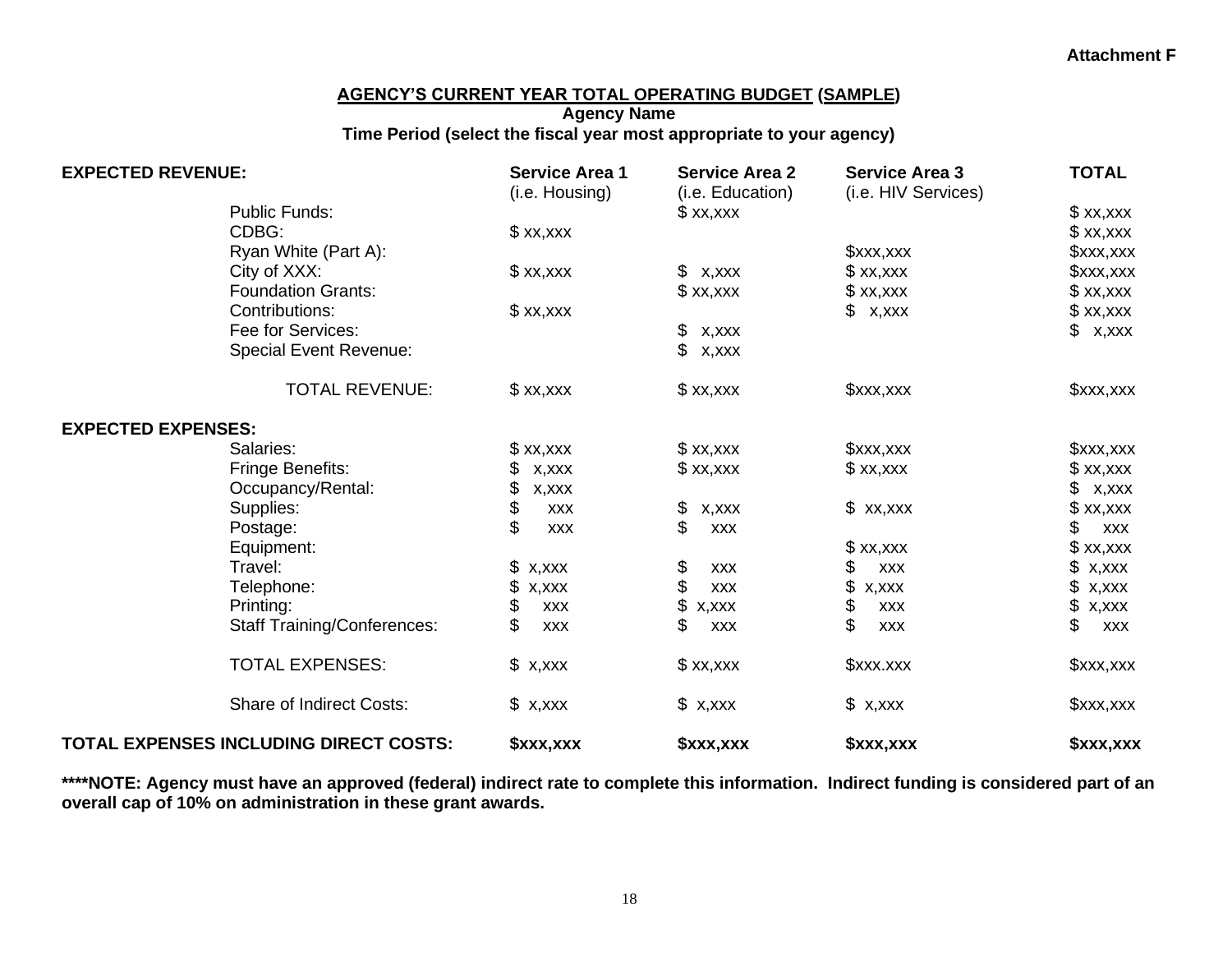**Attachment F**

**AGENCY'S CURRENT YEAR TOTAL OPERATING BUDGET (SAMPLE)**
**Agency Name**
**Time Period (select the fiscal year most appropriate to your agency)**

| **EXPECTED REVENUE:** | **Service Area 1** (i.e. Housing) | **Service Area 2** (i.e. Education) | **Service Area 3** (i.e. HIV Services) | **TOTAL** |
|---|---|---|---|---|
| Public Funds: | | $ xx,xxx | | $ xx,xxx |
| CDBG: | $ xx,xxx | | | $ xx,xxx |
| Ryan White (Part A): | | | $xxx,xxx | $xxx,xxx |
| City of XXX: | $ xx,xxx | $ x,xxx | $ xx,xxx | $xxx,xxx |
| Foundation Grants: | | $ xx,xxx | $ xx,xxx | $ xx,xxx |
| Contributions: | $ xx,xxx | | $ x,xxx | $ xx,xxx |
| Fee for Services: | | $ x,xxx | | $ x,xxx |
| Special Event Revenue: | | $ x,xxx | | |
| TOTAL REVENUE: | $ xx,xxx | $ xx,xxx | $xxx,xxx | $xxx,xxx |
| **EXPECTED EXPENSES:** | | | | |
| Salaries: | $ xx,xxx | $ xx,xxx | $xxx,xxx | $xxx,xxx |
| Fringe Benefits: | $ x,xxx | $ xx,xxx | $ xx,xxx | $ xx,xxx |
| Occupancy/Rental: | $ x,xxx | | | $ x,xxx |
| Supplies: | $ xxx | $ x,xxx | $ xx,xxx | $ xx,xxx |
| Postage: | $ xxx | $ xxx | | $ xxx |
| Equipment: | | | $ xx,xxx | $ xx,xxx |
| Travel: | $ x,xxx | $ xxx | $ xxx | $ x,xxx |
| Telephone: | $ x,xxx | $ xxx | $ x,xxx | $ x,xxx |
| Printing: | $ xxx | $ x,xxx | $ xxx | $ x,xxx |
| Staff Training/Conferences: | $ xxx | $ xxx | $ xxx | $ xxx |
| TOTAL EXPENSES: | $ x,xxx | $ xx,xxx | $xxx.xxx | $xxx,xxx |
| Share of Indirect Costs: | $ x,xxx | $ x,xxx | $ x,xxx | $xxx,xxx |
| **TOTAL EXPENSES INCLUDING DIRECT COSTS:** | **$xxx,xxx** | **$xxx,xxx** | **$xxx,xxx** | **$xxx,xxx** |

**\*\*\*\*NOTE: Agency must have an approved (federal) indirect rate to complete this information. Indirect funding is considered part of an overall cap of 10% on administration in these grant awards.**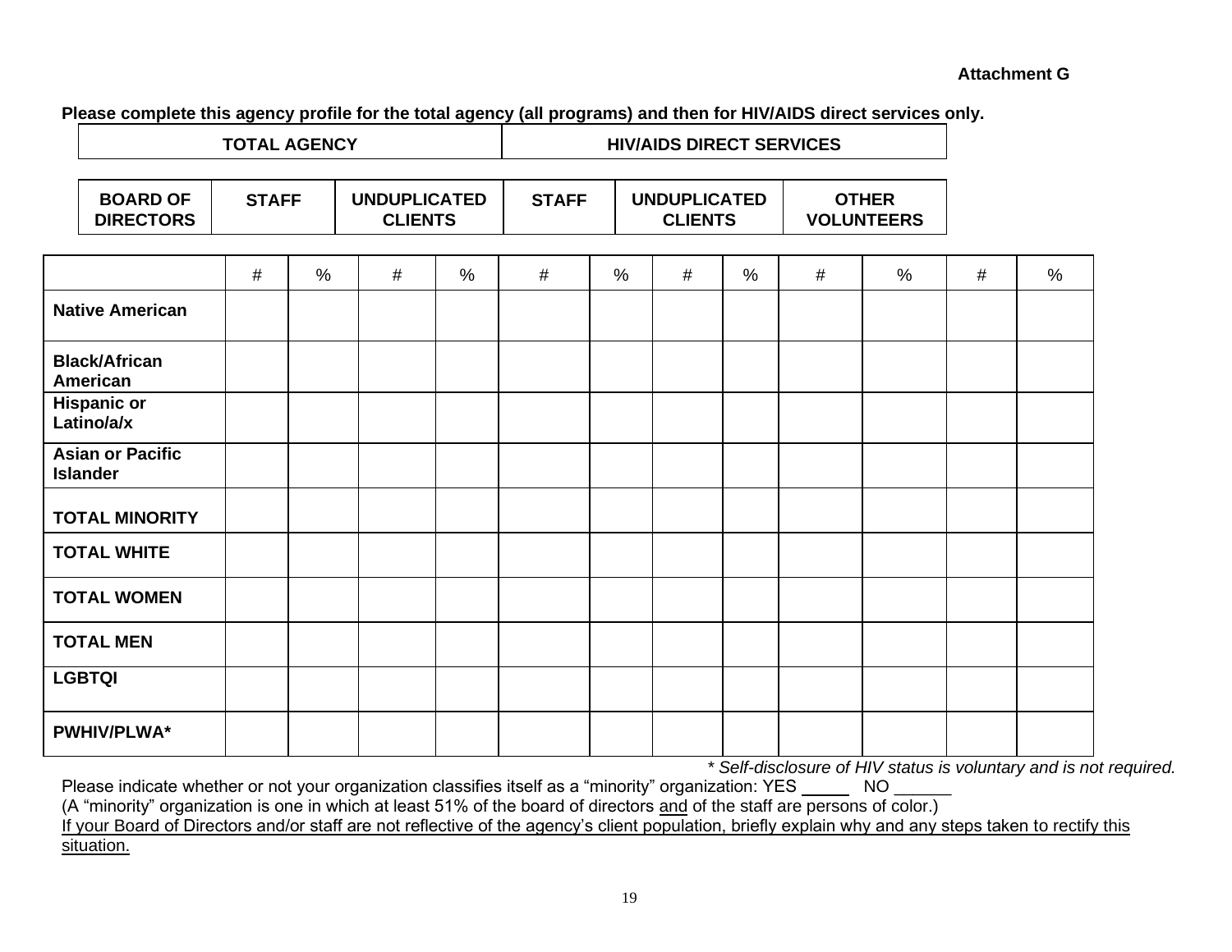**Attachment G**

**Please complete this agency profile for the total agency (all programs) and then for HIV/AIDS direct services only.**

| | **TOTAL AGENCY** | | | | | | **HIV/AIDS DIRECT SERVICES** | | | | | |
|---|---|---|---|---|---|---|---|---|---|---|---|---|
| | **BOARD OF DIRECTORS** | | **STAFF** | | **UNDUPLICATED CLIENTS** | | **STAFF** | | **UNDUPLICATED CLIENTS** | | **OTHER VOLUNTEERS** | |
| | # | % | # | % | # | % | # | % | # | % | # | % |
| **Native American** | | | | | | | | | | | | |
| **Black/African American** | | | | | | | | | | | | |
| **Hispanic or Latino/a/x** | | | | | | | | | | | | |
| **Asian or Pacific Islander** | | | | | | | | | | | | |
| **TOTAL MINORITY** | | | | | | | | | | | | |
| **TOTAL WHITE** | | | | | | | | | | | | |
| **TOTAL WOMEN** | | | | | | | | | | | | |
| **TOTAL MEN** | | | | | | | | | | | | |
| **LGBTQI** | | | | | | | | | | | | |
| **PWHIV/PLWA*** | | | | | | | | | | | | |

*\* Self-disclosure of HIV status is voluntary and is not required.*

Please indicate whether or not your organization classifies itself as a "minority" organization: YES _____ NO ______
(A "minority" organization is one in which at least 51% of the board of directors and of the staff are persons of color.)

If your Board of Directors and/or staff are not reflective of the agency's client population, briefly explain why and any steps taken to rectify this situation.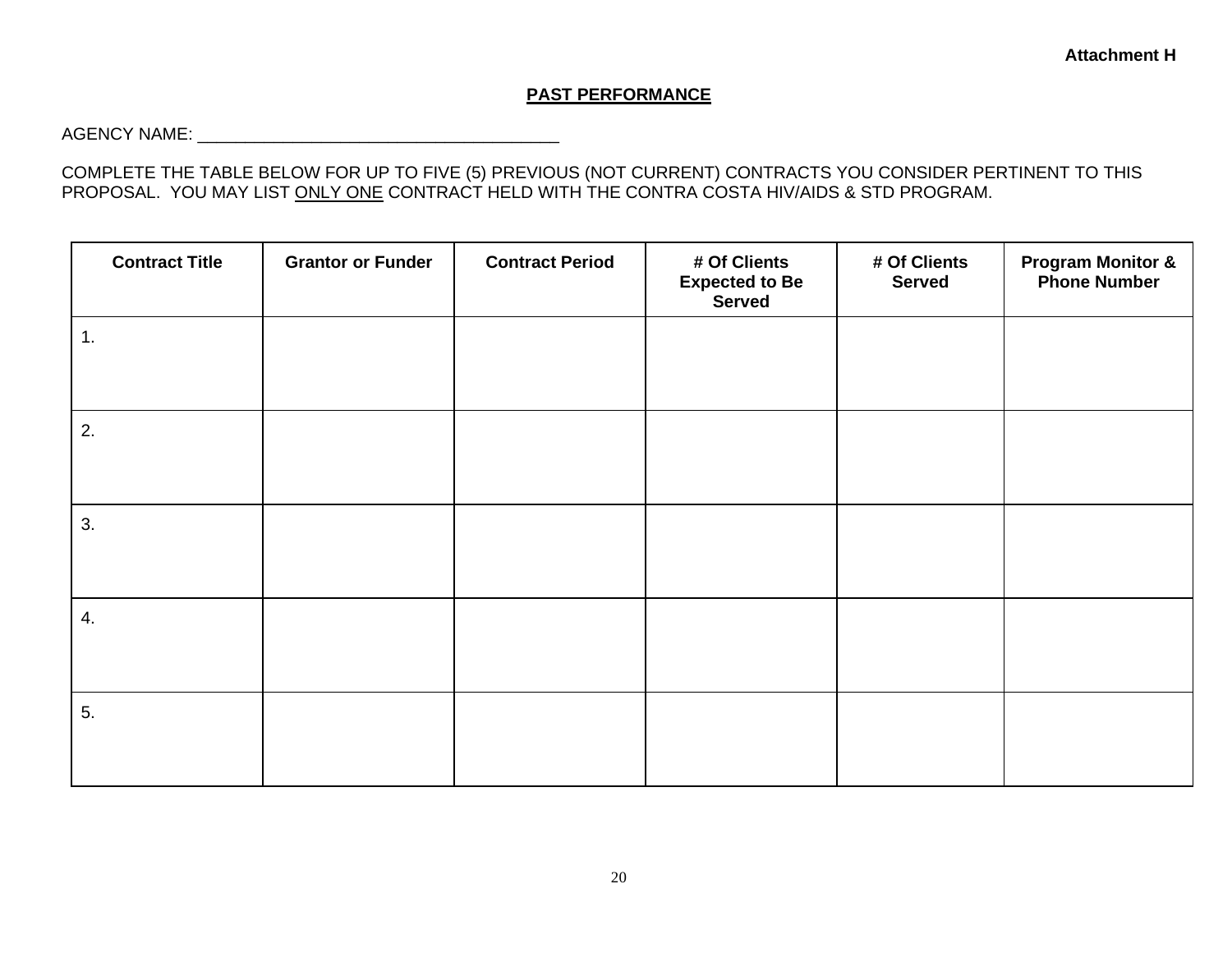**Attachment H**

## PAST PERFORMANCE

AGENCY NAME: ________________________________________

COMPLETE THE TABLE BELOW FOR UP TO FIVE (5) PREVIOUS (NOT CURRENT) CONTRACTS YOU CONSIDER PERTINENT TO THIS PROPOSAL. YOU MAY LIST <u>ONLY ONE</u> CONTRACT HELD WITH THE CONTRA COSTA HIV/AIDS & STD PROGRAM.

| Contract Title | Grantor or Funder | Contract Period | # Of Clients Expected to Be Served | # Of Clients Served | Program Monitor & Phone Number |
|---|---|---|---|---|---|
| 1. | | | | | |
| 2. | | | | | |
| 3. | | | | | |
| 4. | | | | | |
| 5. | | | | | |